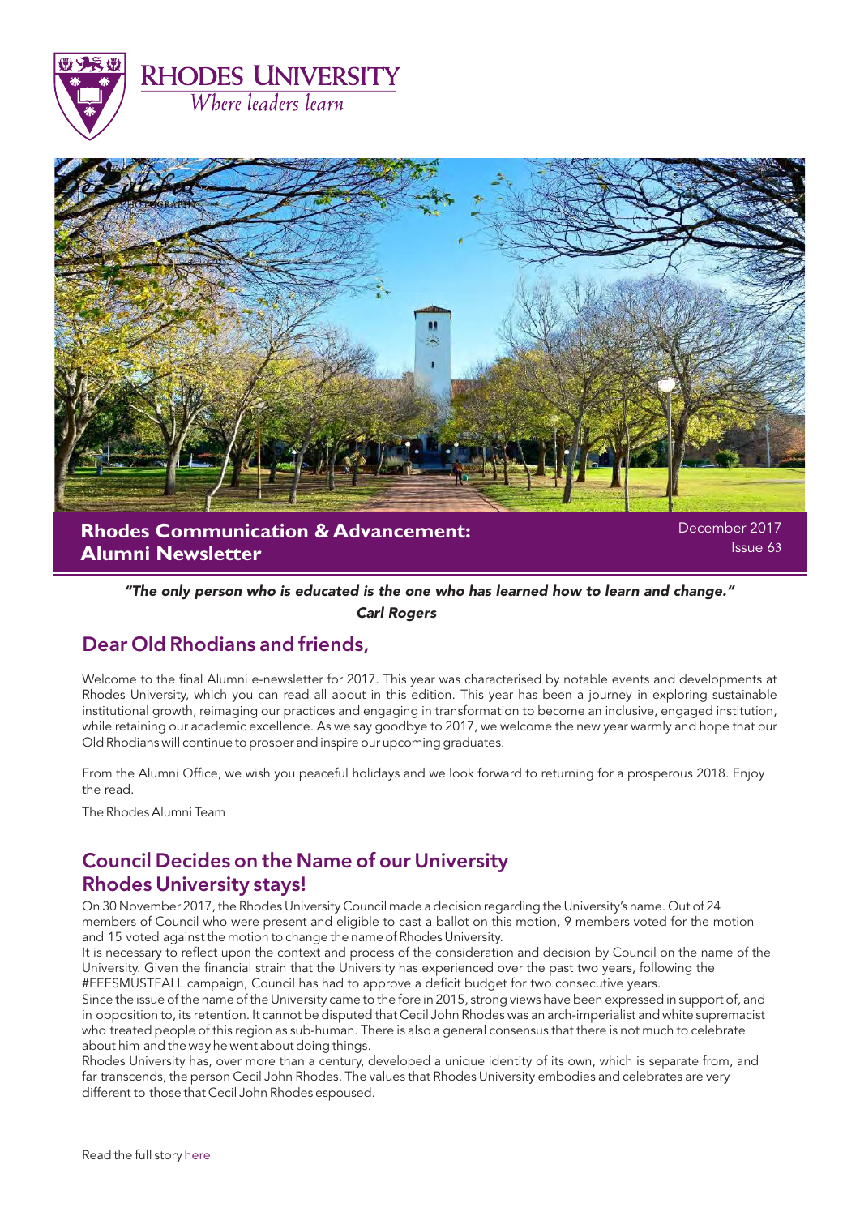# Rhodes University
*Where leaders learn*

**Rhodes Communication & Advancement: Alumni Newsletter**

December 2017
Issue 63

***"The only person who is educated is the one who has learned how to learn and change."***
***Carl Rogers***

## Dear Old Rhodians and friends,

Welcome to the final Alumni e-newsletter for 2017. This year was characterised by notable events and developments at Rhodes University, which you can read all about in this edition. This year has been a journey in exploring sustainable institutional growth, reimaging our practices and engaging in transformation to become an inclusive, engaged institution, while retaining our academic excellence. As we say goodbye to 2017, we welcome the new year warmly and hope that our Old Rhodians will continue to prosper and inspire our upcoming graduates.

From the Alumni Office, we wish you peaceful holidays and we look forward to returning for a prosperous 2018. Enjoy the read.

The Rhodes Alumni Team

## Council Decides on the Name of our University
## Rhodes University stays!

On 30 November 2017, the Rhodes University Council made a decision regarding the University's name. Out of 24 members of Council who were present and eligible to cast a ballot on this motion, 9 members voted for the motion and 15 voted against the motion to change the name of Rhodes University.

It is necessary to reflect upon the context and process of the consideration and decision by Council on the name of the University. Given the financial strain that the University has experienced over the past two years, following the #FEESMUSTFALL campaign, Council has had to approve a deficit budget for two consecutive years.

Since the issue of the name of the University came to the fore in 2015, strong views have been expressed in support of, and in opposition to, its retention. It cannot be disputed that Cecil John Rhodes was an arch-imperialist and white supremacist who treated people of this region as sub-human. There is also a general consensus that there is not much to celebrate about him and the way he went about doing things.

Rhodes University has, over more than a century, developed a unique identity of its own, which is separate from, and far transcends, the person Cecil John Rhodes. The values that Rhodes University embodies and celebrates are very different to those that Cecil John Rhodes espoused.

Read the full story here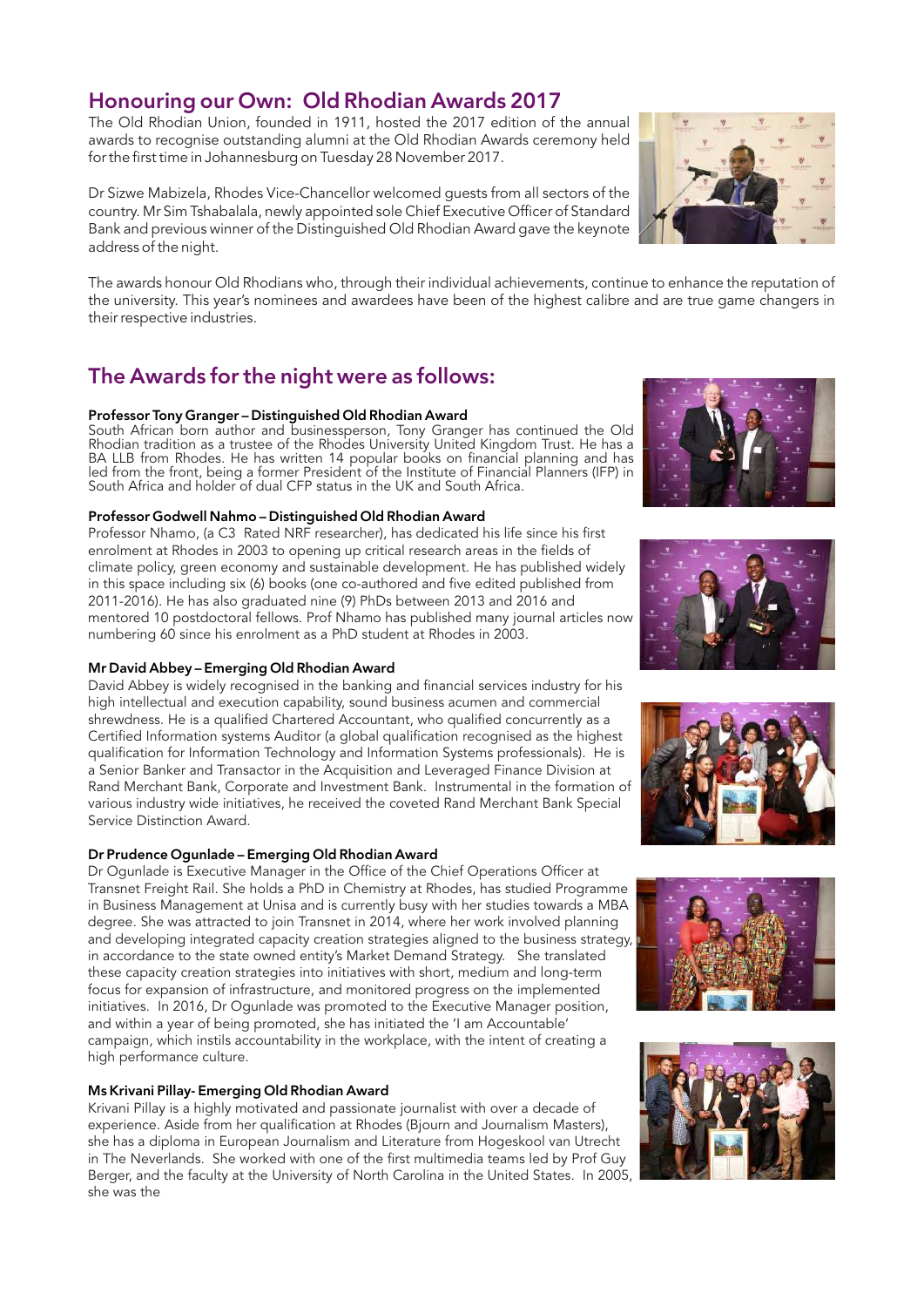## Honouring our Own: Old Rhodian Awards 2017

The Old Rhodian Union, founded in 1911, hosted the 2017 edition of the annual awards to recognise outstanding alumni at the Old Rhodian Awards ceremony held for the first time in Johannesburg on Tuesday 28 November 2017.

Dr Sizwe Mabizela, Rhodes Vice-Chancellor welcomed guests from all sectors of the country. Mr Sim Tshabalala, newly appointed sole Chief Executive Officer of Standard Bank and previous winner of the Distinguished Old Rhodian Award gave the keynote address of the night.

The awards honour Old Rhodians who, through their individual achievements, continue to enhance the reputation of the university. This year's nominees and awardees have been of the highest calibre and are true game changers in their respective industries.

## The Awards for the night were as follows:

**Professor Tony Granger – Distinguished Old Rhodian Award**

South African born author and businessperson, Tony Granger has continued the Old Rhodian tradition as a trustee of the Rhodes University United Kingdom Trust. He has a BA LLB from Rhodes. He has written 14 popular books on financial planning and has led from the front, being a former President of the Institute of Financial Planners (IFP) in South Africa and holder of dual CFP status in the UK and South Africa.

**Professor Godwell Nahmo – Distinguished Old Rhodian Award**

Professor Nhamo, (a C3 Rated NRF researcher), has dedicated his life since his first enrolment at Rhodes in 2003 to opening up critical research areas in the fields of climate policy, green economy and sustainable development. He has published widely in this space including six (6) books (one co-authored and five edited published from 2011-2016). He has also graduated nine (9) PhDs between 2013 and 2016 and mentored 10 postdoctoral fellows. Prof Nhamo has published many journal articles now numbering 60 since his enrolment as a PhD student at Rhodes in 2003.

**Mr David Abbey – Emerging Old Rhodian Award**

David Abbey is widely recognised in the banking and financial services industry for his high intellectual and execution capability, sound business acumen and commercial shrewdness. He is a qualified Chartered Accountant, who qualified concurrently as a Certified Information systems Auditor (a global qualification recognised as the highest qualification for Information Technology and Information Systems professionals). He is a Senior Banker and Transactor in the Acquisition and Leveraged Finance Division at Rand Merchant Bank, Corporate and Investment Bank. Instrumental in the formation of various industry wide initiatives, he received the coveted Rand Merchant Bank Special Service Distinction Award.

**Dr Prudence Ogunlade – Emerging Old Rhodian Award**

Dr Ogunlade is Executive Manager in the Office of the Chief Operations Officer at Transnet Freight Rail. She holds a PhD in Chemistry at Rhodes, has studied Programme in Business Management at Unisa and is currently busy with her studies towards a MBA degree. She was attracted to join Transnet in 2014, where her work involved planning and developing integrated capacity creation strategies aligned to the business strategy, in accordance to the state owned entity's Market Demand Strategy. She translated these capacity creation strategies into initiatives with short, medium and long-term focus for expansion of infrastructure, and monitored progress on the implemented initiatives. In 2016, Dr Ogunlade was promoted to the Executive Manager position, and within a year of being promoted, she has initiated the 'I am Accountable' campaign, which instils accountability in the workplace, with the intent of creating a high performance culture.

**Ms Krivani Pillay- Emerging Old Rhodian Award**

Krivani Pillay is a highly motivated and passionate journalist with over a decade of experience. Aside from her qualification at Rhodes (Bjourn and Journalism Masters), she has a diploma in European Journalism and Literature from Hogeskool van Utrecht in The Neverlands. She worked with one of the first multimedia teams led by Prof Guy Berger, and the faculty at the University of North Carolina in the United States. In 2005, she was the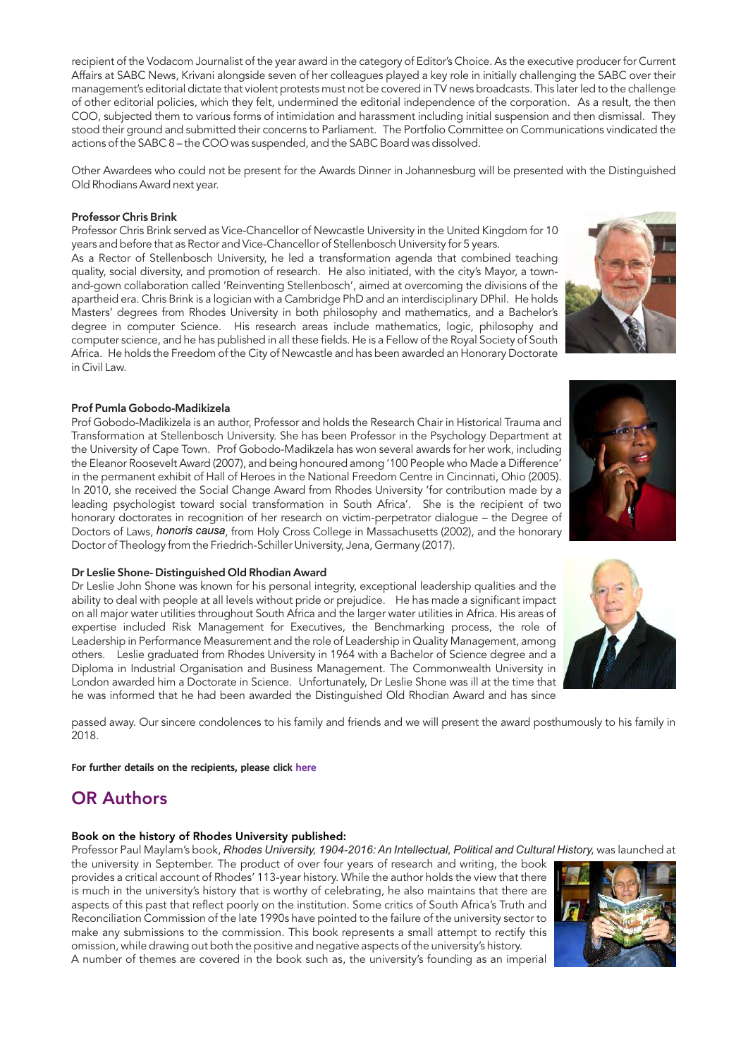recipient of the Vodacom Journalist of the year award in the category of Editor's Choice. As the executive producer for Current Affairs at SABC News, Krivani alongside seven of her colleagues played a key role in initially challenging the SABC over their management's editorial dictate that violent protests must not be covered in TV news broadcasts. This later led to the challenge of other editorial policies, which they felt, undermined the editorial independence of the corporation. As a result, the then COO, subjected them to various forms of intimidation and harassment including initial suspension and then dismissal. They stood their ground and submitted their concerns to Parliament. The Portfolio Committee on Communications vindicated the actions of the SABC 8 – the COO was suspended, and the SABC Board was dissolved.

Other Awardees who could not be present for the Awards Dinner in Johannesburg will be presented with the Distinguished Old Rhodians Award next year.

**Professor Chris Brink**

Professor Chris Brink served as Vice-Chancellor of Newcastle University in the United Kingdom for 10 years and before that as Rector and Vice-Chancellor of Stellenbosch University for 5 years.

As a Rector of Stellenbosch University, he led a transformation agenda that combined teaching quality, social diversity, and promotion of research. He also initiated, with the city's Mayor, a town-and-gown collaboration called 'Reinventing Stellenbosch', aimed at overcoming the divisions of the apartheid era. Chris Brink is a logician with a Cambridge PhD and an interdisciplinary DPhil. He holds Masters' degrees from Rhodes University in both philosophy and mathematics, and a Bachelor's degree in computer Science. His research areas include mathematics, logic, philosophy and computer science, and he has published in all these fields. He is a Fellow of the Royal Society of South Africa. He holds the Freedom of the City of Newcastle and has been awarded an Honorary Doctorate in Civil Law.

**Prof Pumla Gobodo-Madikizela**

Prof Gobodo-Madikizela is an author, Professor and holds the Research Chair in Historical Trauma and Transformation at Stellenbosch University. She has been Professor in the Psychology Department at the University of Cape Town. Prof Gobodo-Madikzela has won several awards for her work, including the Eleanor Roosevelt Award (2007), and being honoured among '100 People who Made a Difference' in the permanent exhibit of Hall of Heroes in the National Freedom Centre in Cincinnati, Ohio (2005). In 2010, she received the Social Change Award from Rhodes University 'for contribution made by a leading psychologist toward social transformation in South Africa'. She is the recipient of two honorary doctorates in recognition of her research on victim-perpetrator dialogue – the Degree of Doctors of Laws, *honoris causa*, from Holy Cross College in Massachusetts (2002), and the honorary Doctor of Theology from the Friedrich-Schiller University, Jena, Germany (2017).

**Dr Leslie Shone- Distinguished Old Rhodian Award**

Dr Leslie John Shone was known for his personal integrity, exceptional leadership qualities and the ability to deal with people at all levels without pride or prejudice. He has made a significant impact on all major water utilities throughout South Africa and the larger water utilities in Africa. His areas of expertise included Risk Management for Executives, the Benchmarking process, the role of Leadership in Performance Measurement and the role of Leadership in Quality Management, among others. Leslie graduated from Rhodes University in 1964 with a Bachelor of Science degree and a Diploma in Industrial Organisation and Business Management. The Commonwealth University in London awarded him a Doctorate in Science. Unfortunately, Dr Leslie Shone was ill at the time that he was informed that he had been awarded the Distinguished Old Rhodian Award and has since passed away. Our sincere condolences to his family and friends and we will present the award posthumously to his family in 2018.

**For further details on the recipients, please click here**

## OR Authors

**Book on the history of Rhodes University published:**

Professor Paul Maylam's book, *Rhodes University, 1904-2016: An Intellectual, Political and Cultural History,* was launched at the university in September. The product of over four years of research and writing, the book provides a critical account of Rhodes' 113-year history. While the author holds the view that there is much in the university's history that is worthy of celebrating, he also maintains that there are aspects of this past that reflect poorly on the institution. Some critics of South Africa's Truth and Reconciliation Commission of the late 1990s have pointed to the failure of the university sector to make any submissions to the commission. This book represents a small attempt to rectify this omission, while drawing out both the positive and negative aspects of the university's history.

A number of themes are covered in the book such as, the university's founding as an imperial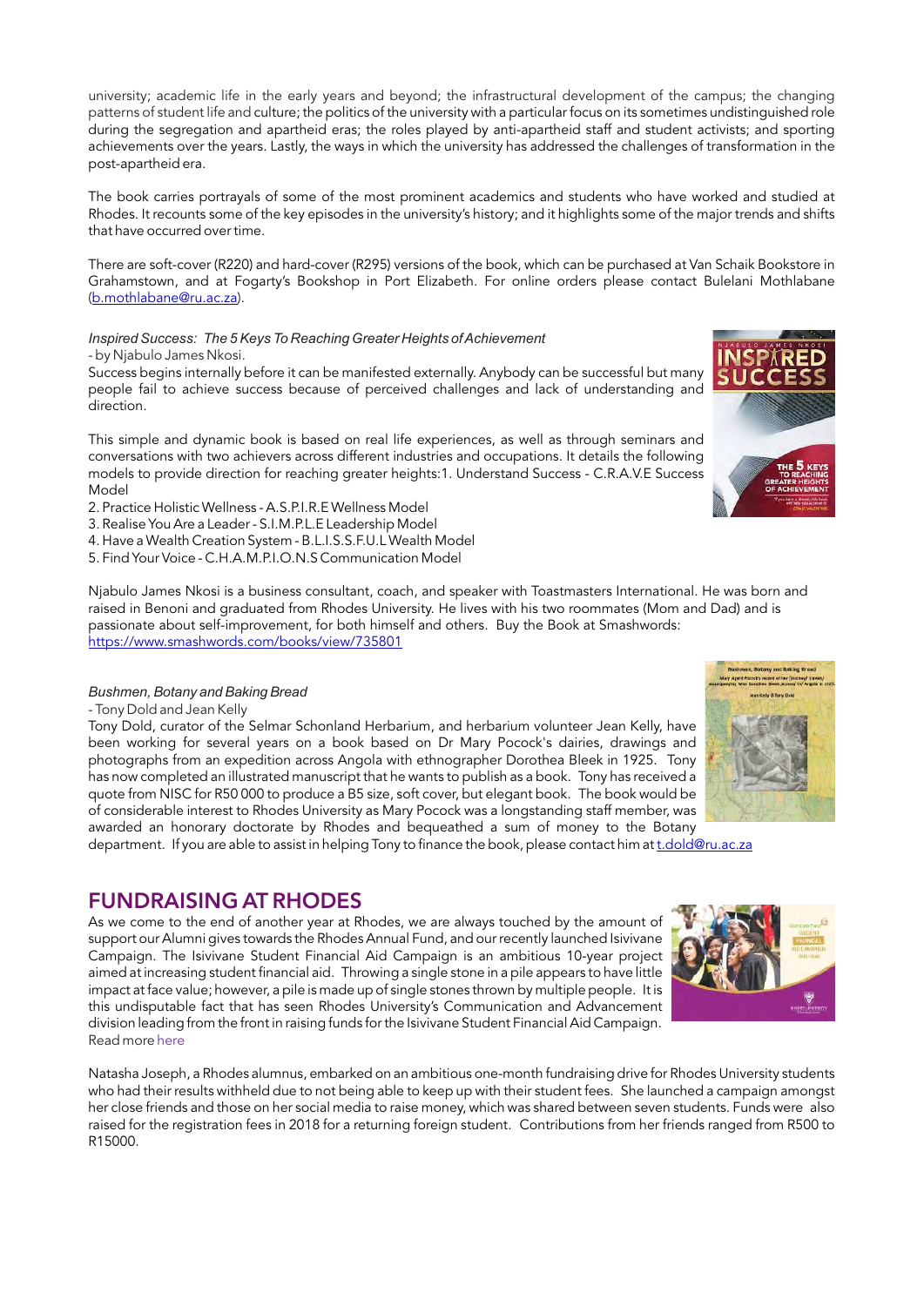university; academic life in the early years and beyond; the infrastructural development of the campus; the changing patterns of student life and culture; the politics of the university with a particular focus on its sometimes undistinguished role during the segregation and apartheid eras; the roles played by anti-apartheid staff and student activists; and sporting achievements over the years. Lastly, the ways in which the university has addressed the challenges of transformation in the post-apartheid era.

The book carries portrayals of some of the most prominent academics and students who have worked and studied at Rhodes. It recounts some of the key episodes in the university's history; and it highlights some of the major trends and shifts that have occurred over time.

There are soft-cover (R220) and hard-cover (R295) versions of the book, which can be purchased at Van Schaik Bookstore in Grahamstown, and at Fogarty's Bookshop in Port Elizabeth. For online orders please contact Bulelani Mothlabane (b.mothlabane@ru.ac.za).

*Inspired Success: The 5 Keys To Reaching Greater Heights of Achievement*

- by Njabulo James Nkosi.

Success begins internally before it can be manifested externally. Anybody can be successful but many people fail to achieve success because of perceived challenges and lack of understanding and direction.

This simple and dynamic book is based on real life experiences, as well as through seminars and conversations with two achievers across different industries and occupations. It details the following models to provide direction for reaching greater heights:1. Understand Success - C.R.A.V.E Success Model

2. Practice Holistic Wellness - A.S.P.I.R.E Wellness Model
3. Realise You Are a Leader - S.I.M.P.L.E Leadership Model
4. Have a Wealth Creation System - B.L.I.S.S.F.U.L Wealth Model
5. Find Your Voice - C.H.A.M.P.I.O.N.S Communication Model

Njabulo James Nkosi is a business consultant, coach, and speaker with Toastmasters International. He was born and raised in Benoni and graduated from Rhodes University. He lives with his two roommates (Mom and Dad) and is passionate about self-improvement, for both himself and others. Buy the Book at Smashwords: https://www.smashwords.com/books/view/735801

*Bushmen, Botany and Baking Bread*

- Tony Dold and Jean Kelly

Tony Dold, curator of the Selmar Schonland Herbarium, and herbarium volunteer Jean Kelly, have been working for several years on a book based on Dr Mary Pocock's dairies, drawings and photographs from an expedition across Angola with ethnographer Dorothea Bleek in 1925. Tony has now completed an illustrated manuscript that he wants to publish as a book. Tony has received a quote from NISC for R50 000 to produce a B5 size, soft cover, but elegant book. The book would be of considerable interest to Rhodes University as Mary Pocock was a longstanding staff member, was awarded an honorary doctorate by Rhodes and bequeathed a sum of money to the Botany department. If you are able to assist in helping Tony to finance the book, please contact him at t.dold@ru.ac.za

## FUNDRAISING AT RHODES

As we come to the end of another year at Rhodes, we are always touched by the amount of support our Alumni gives towards the Rhodes Annual Fund, and our recently launched Isivivane Campaign. The Isivivane Student Financial Aid Campaign is an ambitious 10-year project aimed at increasing student financial aid. Throwing a single stone in a pile appears to have little impact at face value; however, a pile is made up of single stones thrown by multiple people. It is this undisputable fact that has seen Rhodes University's Communication and Advancement division leading from the front in raising funds for the Isivivane Student Financial Aid Campaign. Read more here

Natasha Joseph, a Rhodes alumnus, embarked on an ambitious one-month fundraising drive for Rhodes University students who had their results withheld due to not being able to keep up with their student fees. She launched a campaign amongst her close friends and those on her social media to raise money, which was shared between seven students. Funds were also raised for the registration fees in 2018 for a returning foreign student. Contributions from her friends ranged from R500 to R15000.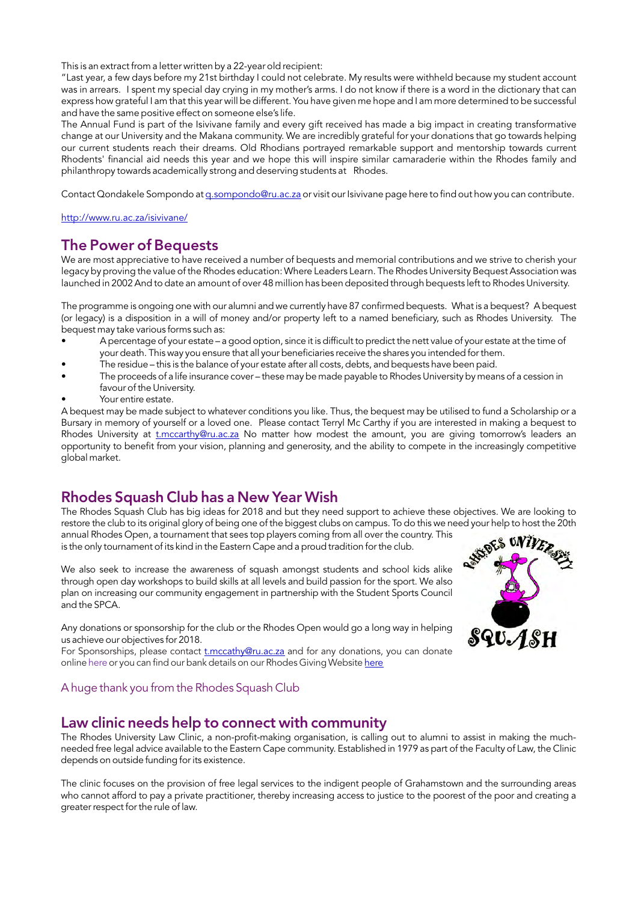This is an extract from a letter written by a 22-year old recipient:

"Last year, a few days before my 21st birthday I could not celebrate. My results were withheld because my student account was in arrears. I spent my special day crying in my mother's arms. I do not know if there is a word in the dictionary that can express how grateful I am that this year will be different. You have given me hope and I am more determined to be successful and have the same positive effect on someone else's life.

The Annual Fund is part of the Isivivane family and every gift received has made a big impact in creating transformative change at our University and the Makana community. We are incredibly grateful for your donations that go towards helping our current students reach their dreams. Old Rhodians portrayed remarkable support and mentorship towards current Rhodents' financial aid needs this year and we hope this will inspire similar camaraderie within the Rhodes family and philanthropy towards academically strong and deserving students at Rhodes.

Contact Qondakele Sompondo at q.sompondo@ru.ac.za or visit our Isivivane page here to find out how you can contribute.

http://www.ru.ac.za/isivivane/

## The Power of Bequests

We are most appreciative to have received a number of bequests and memorial contributions and we strive to cherish your legacy by proving the value of the Rhodes education: Where Leaders Learn. The Rhodes University Bequest Association was launched in 2002 And to date an amount of over 48 million has been deposited through bequests left to Rhodes University.

The programme is ongoing one with our alumni and we currently have 87 confirmed bequests. What is a bequest? A bequest (or legacy) is a disposition in a will of money and/or property left to a named beneficiary, such as Rhodes University. The bequest may take various forms such as:

- A percentage of your estate – a good option, since it is difficult to predict the nett value of your estate at the time of your death. This way you ensure that all your beneficiaries receive the shares you intended for them.
- The residue – this is the balance of your estate after all costs, debts, and bequests have been paid.
- The proceeds of a life insurance cover – these may be made payable to Rhodes University by means of a cession in favour of the University.
- Your entire estate.

A bequest may be made subject to whatever conditions you like. Thus, the bequest may be utilised to fund a Scholarship or a Bursary in memory of yourself or a loved one. Please contact Terryl Mc Carthy if you are interested in making a bequest to Rhodes University at t.mccarthy@ru.ac.za No matter how modest the amount, you are giving tomorrow's leaders an opportunity to benefit from your vision, planning and generosity, and the ability to compete in the increasingly competitive global market.

## Rhodes Squash Club has a New Year Wish

The Rhodes Squash Club has big ideas for 2018 and but they need support to achieve these objectives. We are looking to restore the club to its original glory of being one of the biggest clubs on campus. To do this we need your help to host the 20th annual Rhodes Open, a tournament that sees top players coming from all over the country. This is the only tournament of its kind in the Eastern Cape and a proud tradition for the club.

We also seek to increase the awareness of squash amongst students and school kids alike through open day workshops to build skills at all levels and build passion for the sport. We also plan on increasing our community engagement in partnership with the Student Sports Council and the SPCA.

Any donations or sponsorship for the club or the Rhodes Open would go a long way in helping us achieve our objectives for 2018.

For Sponsorships, please contact t.mccathy@ru.ac.za and for any donations, you can donate online here or you can find our bank details on our Rhodes Giving Website here

A huge thank you from the Rhodes Squash Club

## Law clinic needs help to connect with community

The Rhodes University Law Clinic, a non-profit-making organisation, is calling out to alumni to assist in making the much-needed free legal advice available to the Eastern Cape community. Established in 1979 as part of the Faculty of Law, the Clinic depends on outside funding for its existence.

The clinic focuses on the provision of free legal services to the indigent people of Grahamstown and the surrounding areas who cannot afford to pay a private practitioner, thereby increasing access to justice to the poorest of the poor and creating a greater respect for the rule of law.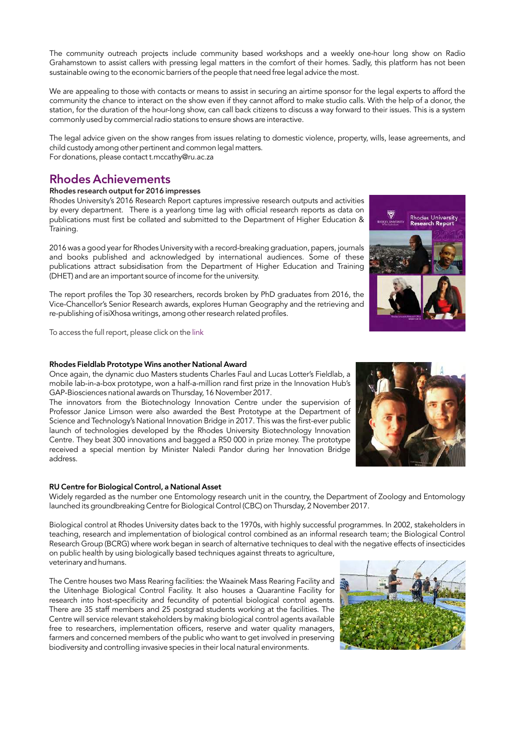The community outreach projects include community based workshops and a weekly one-hour long show on Radio Grahamstown to assist callers with pressing legal matters in the comfort of their homes. Sadly, this platform has not been sustainable owing to the economic barriers of the people that need free legal advice the most.

We are appealing to those with contacts or means to assist in securing an airtime sponsor for the legal experts to afford the community the chance to interact on the show even if they cannot afford to make studio calls. With the help of a donor, the station, for the duration of the hour-long show, can call back citizens to discuss a way forward to their issues. This is a system commonly used by commercial radio stations to ensure shows are interactive.

The legal advice given on the show ranges from issues relating to domestic violence, property, wills, lease agreements, and child custody among other pertinent and common legal matters.
For donations, please contact t.mccathy@ru.ac.za

## Rhodes Achievements

#### Rhodes research output for 2016 impresses

Rhodes University's 2016 Research Report captures impressive research outputs and activities by every department. There is a yearlong time lag with official research reports as data on publications must first be collated and submitted to the Department of Higher Education & Training.

2016 was a good year for Rhodes University with a record-breaking graduation, papers, journals and books published and acknowledged by international audiences. Some of these publications attract subsidisation from the Department of Higher Education and Training (DHET) and are an important source of income for the university.

The report profiles the Top 30 researchers, records broken by PhD graduates from 2016, the Vice-Chancellor's Senior Research awards, explores Human Geography and the retrieving and re-publishing of isiXhosa writings, among other research related profiles.

To access the full report, please click on the link

#### Rhodes Fieldlab Prototype Wins another National Award

Once again, the dynamic duo Masters students Charles Faul and Lucas Lotter's Fieldlab, a mobile lab-in-a-box prototype, won a half-a-million rand first prize in the Innovation Hub's GAP-Biosciences national awards on Thursday, 16 November 2017.
The innovators from the Biotechnology Innovation Centre under the supervision of Professor Janice Limson were also awarded the Best Prototype at the Department of Science and Technology's National Innovation Bridge in 2017. This was the first-ever public launch of technologies developed by the Rhodes University Biotechnology Innovation Centre. They beat 300 innovations and bagged a R50 000 in prize money. The prototype received a special mention by Minister Naledi Pandor during her Innovation Bridge address.

#### RU Centre for Biological Control, a National Asset

Widely regarded as the number one Entomology research unit in the country, the Department of Zoology and Entomology launched its groundbreaking Centre for Biological Control (CBC) on Thursday, 2 November 2017.

Biological control at Rhodes University dates back to the 1970s, with highly successful programmes. In 2002, stakeholders in teaching, research and implementation of biological control combined as an informal research team; the Biological Control Research Group (BCRG) where work began in search of alternative techniques to deal with the negative effects of insecticides on public health by using biologically based techniques against threats to agriculture, veterinary and humans.

The Centre houses two Mass Rearing facilities: the Waainek Mass Rearing Facility and the Uitenhage Biological Control Facility. It also houses a Quarantine Facility for research into host-specificity and fecundity of potential biological control agents. There are 35 staff members and 25 postgrad students working at the facilities. The Centre will service relevant stakeholders by making biological control agents available free to researchers, implementation officers, reserve and water quality managers, farmers and concerned members of the public who want to get involved in preserving biodiversity and controlling invasive species in their local natural environments.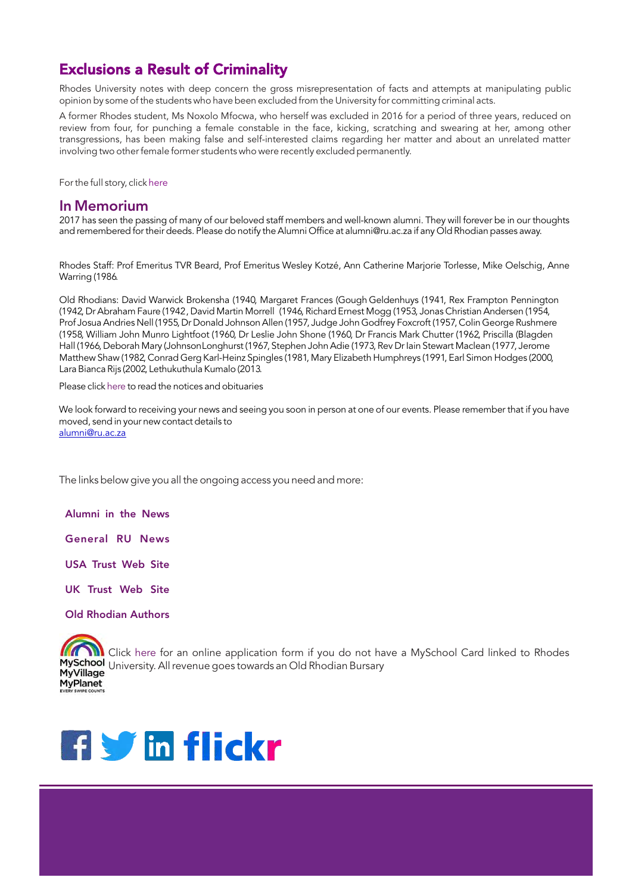## Exclusions a Result of Criminality

Rhodes University notes with deep concern the gross misrepresentation of facts and attempts at manipulating public opinion by some of the students who have been excluded from the University for committing criminal acts.

A former Rhodes student, Ms Noxolo Mfocwa, who herself was excluded in 2016 for a period of three years, reduced on review from four, for punching a female constable in the face, kicking, scratching and swearing at her, among other transgressions, has been making false and self-interested claims regarding her matter and about an unrelated matter involving two other female former students who were recently excluded permanently.

For the full story, click here

## In Memorium

2017 has seen the passing of many of our beloved staff members and well-known alumni. They will forever be in our thoughts and remembered for their deeds. Please do notify the Alumni Office at alumni@ru.ac.za if any Old Rhodian passes away.

Rhodes Staff: Prof Emeritus TVR Beard, Prof Emeritus Wesley Kotzé, Ann Catherine Marjorie Torlesse, Mike Oelschig, Anne Warring (1986.

Old Rhodians: David Warwick Brokensha (1940, Margaret Frances (Gough Geldenhuys (1941, Rex Frampton Pennington (1942, Dr Abraham Faure (1942 , David Martin Morrell (1946, Richard Ernest Mogg (1953, Jonas Christian Andersen (1954, Prof Josua Andries Nell (1955, Dr Donald Johnson Allen (1957, Judge John Godfrey Foxcroft (1957, Colin George Rushmere (1958, William John Munro Lightfoot (1960, Dr Leslie John Shone (1960, Dr Francis Mark Chutter (1962, Priscilla (Blagden Hall (1966, Deborah Mary (JohnsonLonghurst (1967, Stephen John Adie (1973, Rev Dr Iain Stewart Maclean (1977, Jerome Matthew Shaw (1982, Conrad Gerg Karl-Heinz Spingles (1981, Mary Elizabeth Humphreys (1991, Earl Simon Hodges (2000, Lara Bianca Rijs (2002, Lethukuthula Kumalo (2013.

Please click here to read the notices and obituaries

We look forward to receiving your news and seeing you soon in person at one of our events. Please remember that if you have moved, send in your new contact details to
alumni@ru.ac.za

The links below give you all the ongoing access you need and more:

**Alumni in the News**

**General RU News**

**USA Trust Web Site**

**UK Trust Web Site**

**Old Rhodian Authors**

MySchool MyVillage MyPlanet EVERY SWIPE COUNTS

Click here for an online application form if you do not have a MySchool Card linked to Rhodes University. All revenue goes towards an Old Rhodian Bursary

flickr